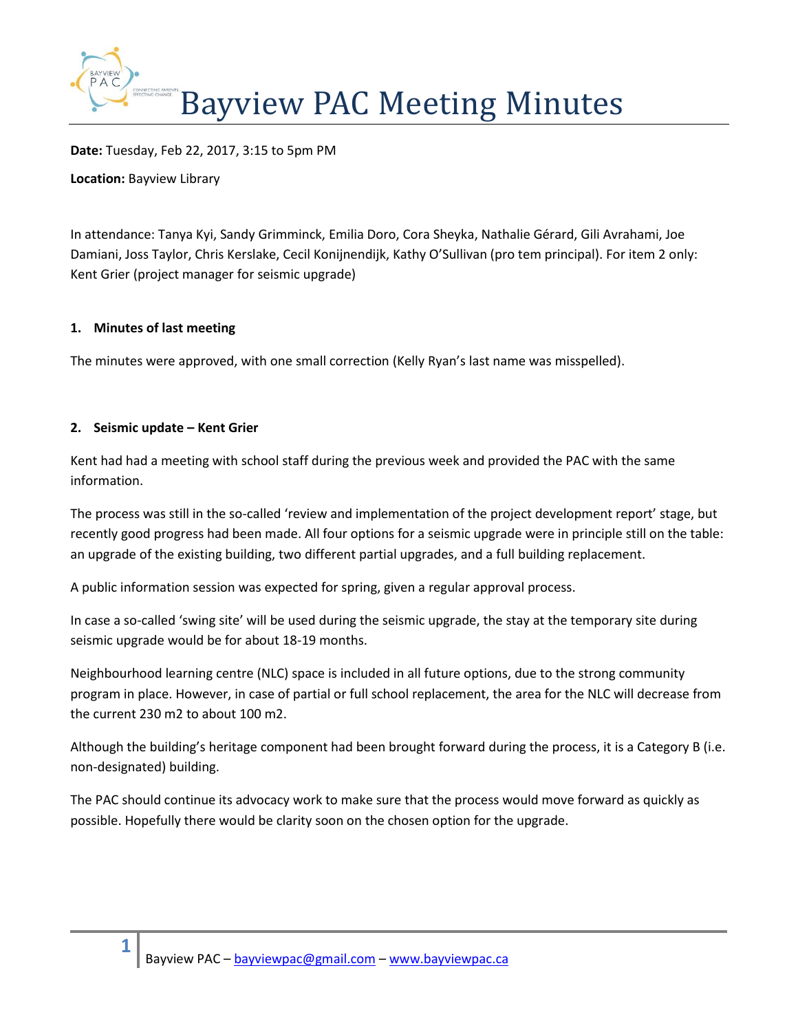# Bayview PAC Meeting Minutes

**Date:** Tuesday, Feb 22, 2017, 3:15 to 5pm PM

**Location:** Bayview Library

In attendance: Tanya Kyi, Sandy Grimminck, Emilia Doro, Cora Sheyka, Nathalie Gérard, Gili Avrahami, Joe Damiani, Joss Taylor, Chris Kerslake, Cecil Konijnendijk, Kathy O'Sullivan (pro tem principal). For item 2 only: Kent Grier (project manager for seismic upgrade)

## 1. Minutes of last meeting

The minutes were approved, with one small correction (Kelly Ryan's last name was misspelled).

## 2. Seismic update – Kent Grier

Kent had had a meeting with school staff during the previous week and provided the PAC with the same information.

The process was still in the so-called 'review and implementation of the project development report' stage, but recently good progress had been made. All four options for a seismic upgrade were in principle still on the table: an upgrade of the existing building, two different partial upgrades, and a full building replacement.

A public information session was expected for spring, given a regular approval process.

In case a so-called 'swing site' will be used during the seismic upgrade, the stay at the temporary site during seismic upgrade would be for about 18-19 months.

Neighbourhood learning centre (NLC) space is included in all future options, due to the strong community program in place. However, in case of partial or full school replacement, the area for the NLC will decrease from the current 230 m2 to about 100 m2.

Although the building's heritage component had been brought forward during the process, it is a Category B (i.e. non-designated) building.

The PAC should continue its advocacy work to make sure that the process would move forward as quickly as possible. Hopefully there would be clarity soon on the chosen option for the upgrade.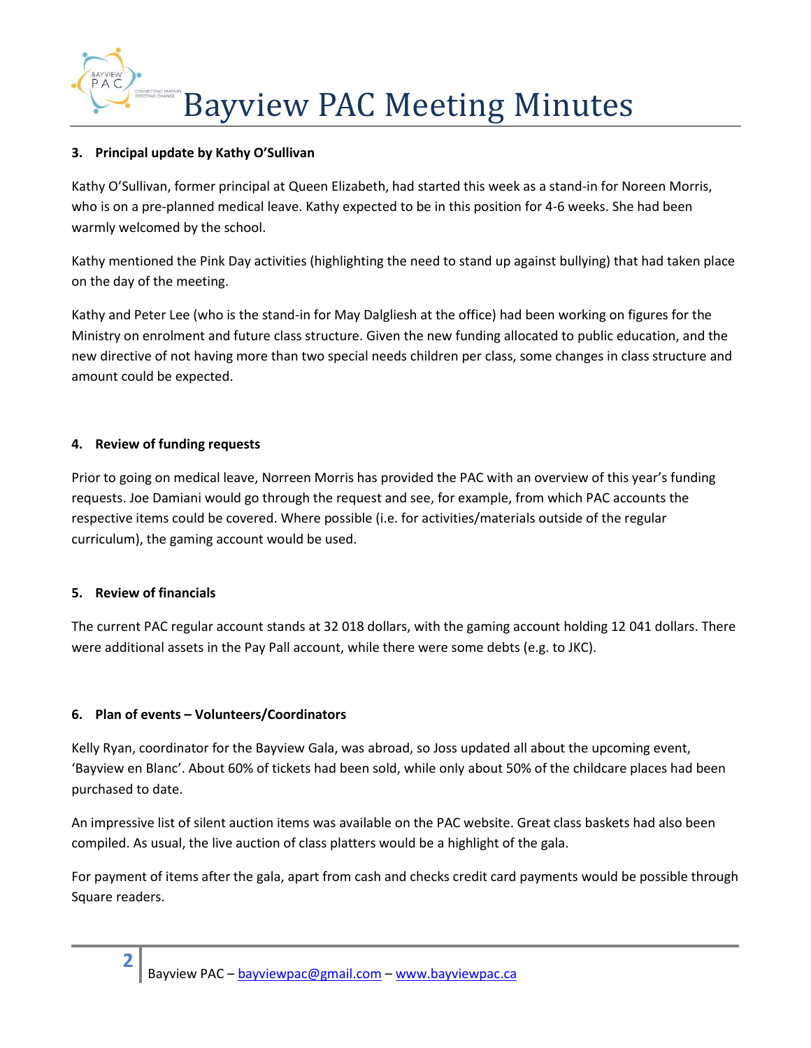# Bayview PAC Meeting Minutes

### 3. Principal update by Kathy O'Sullivan

Kathy O'Sullivan, former principal at Queen Elizabeth, had started this week as a stand-in for Noreen Morris, who is on a pre-planned medical leave. Kathy expected to be in this position for 4-6 weeks. She had been warmly welcomed by the school.

Kathy mentioned the Pink Day activities (highlighting the need to stand up against bullying) that had taken place on the day of the meeting.

Kathy and Peter Lee (who is the stand-in for May Dalgliesh at the office) had been working on figures for the Ministry on enrolment and future class structure. Given the new funding allocated to public education, and the new directive of not having more than two special needs children per class, some changes in class structure and amount could be expected.

### 4. Review of funding requests

Prior to going on medical leave, Norreen Morris has provided the PAC with an overview of this year's funding requests. Joe Damiani would go through the request and see, for example, from which PAC accounts the respective items could be covered. Where possible (i.e. for activities/materials outside of the regular curriculum), the gaming account would be used.

### 5. Review of financials

The current PAC regular account stands at 32 018 dollars, with the gaming account holding 12 041 dollars. There were additional assets in the Pay Pall account, while there were some debts (e.g. to JKC).

### 6. Plan of events – Volunteers/Coordinators

Kelly Ryan, coordinator for the Bayview Gala, was abroad, so Joss updated all about the upcoming event, 'Bayview en Blanc'. About 60% of tickets had been sold, while only about 50% of the childcare places had been purchased to date.

An impressive list of silent auction items was available on the PAC website. Great class baskets had also been compiled. As usual, the live auction of class platters would be a highlight of the gala.

For payment of items after the gala, apart from cash and checks credit card payments would be possible through Square readers.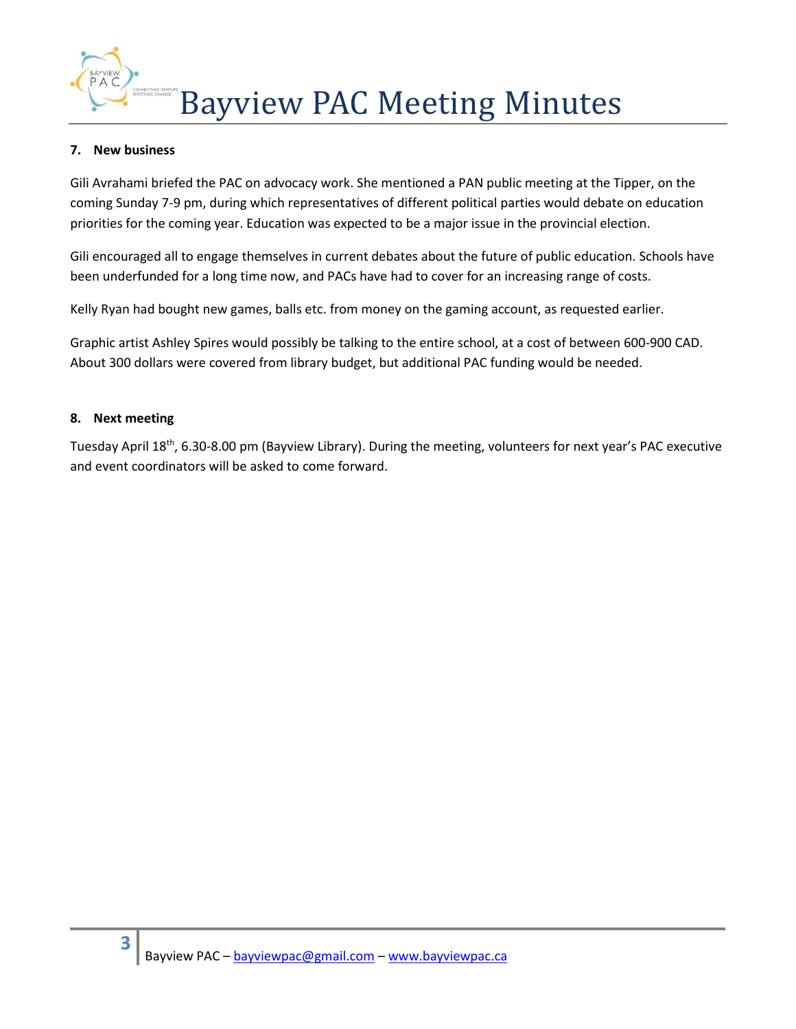### 7. New business

Gili Avrahami briefed the PAC on advocacy work. She mentioned a PAN public meeting at the Tipper, on the coming Sunday 7-9 pm, during which representatives of different political parties would debate on education priorities for the coming year. Education was expected to be a major issue in the provincial election.

Gili encouraged all to engage themselves in current debates about the future of public education. Schools have been underfunded for a long time now, and PACs have had to cover for an increasing range of costs.

Kelly Ryan had bought new games, balls etc. from money on the gaming account, as requested earlier.

Graphic artist Ashley Spires would possibly be talking to the entire school, at a cost of between 600-900 CAD. About 300 dollars were covered from library budget, but additional PAC funding would be needed.

### 8. Next meeting

Tuesday April 18th, 6.30-8.00 pm (Bayview Library). During the meeting, volunteers for next year's PAC executive and event coordinators will be asked to come forward.